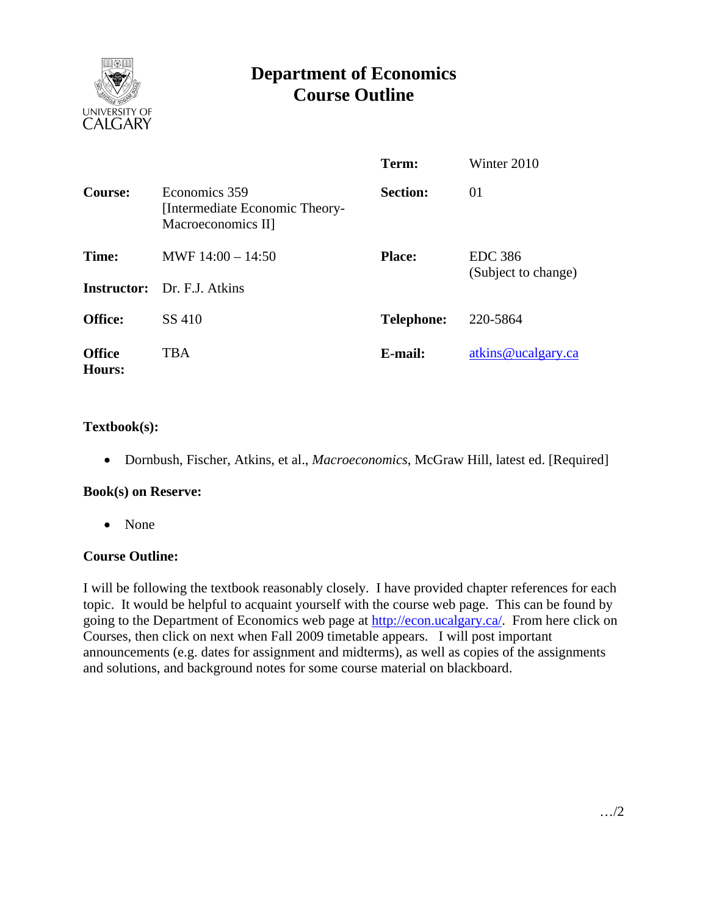# Department of Economics
# Course Outline

| | | | |
|---|---|---|---|
| | | **Term:** | Winter 2010 |
| **Course:** | Economics 359 [Intermediate Economic Theory- Macroeconomics II] | **Section:** | 01 |
| **Time:** | MWF 14:00 – 14:50 | **Place:** | EDC 386 (Subject to change) |
| **Instructor:** | Dr. F.J. Atkins | | |
| **Office:** | SS 410 | **Telephone:** | 220-5864 |
| **Office Hours:** | TBA | **E-mail:** | atkins@ucalgary.ca |

**Textbook(s):**

- Dornbush, Fischer, Atkins, et al., *Macroeconomics*, McGraw Hill, latest ed. [Required]

**Book(s) on Reserve:**

- None

**Course Outline:**

I will be following the textbook reasonably closely. I have provided chapter references for each topic. It would be helpful to acquaint yourself with the course web page. This can be found by going to the Department of Economics web page at http://econ.ucalgary.ca/. From here click on Courses, then click on next when Fall 2009 timetable appears. I will post important announcements (e.g. dates for assignment and midterms), as well as copies of the assignments and solutions, and background notes for some course material on blackboard.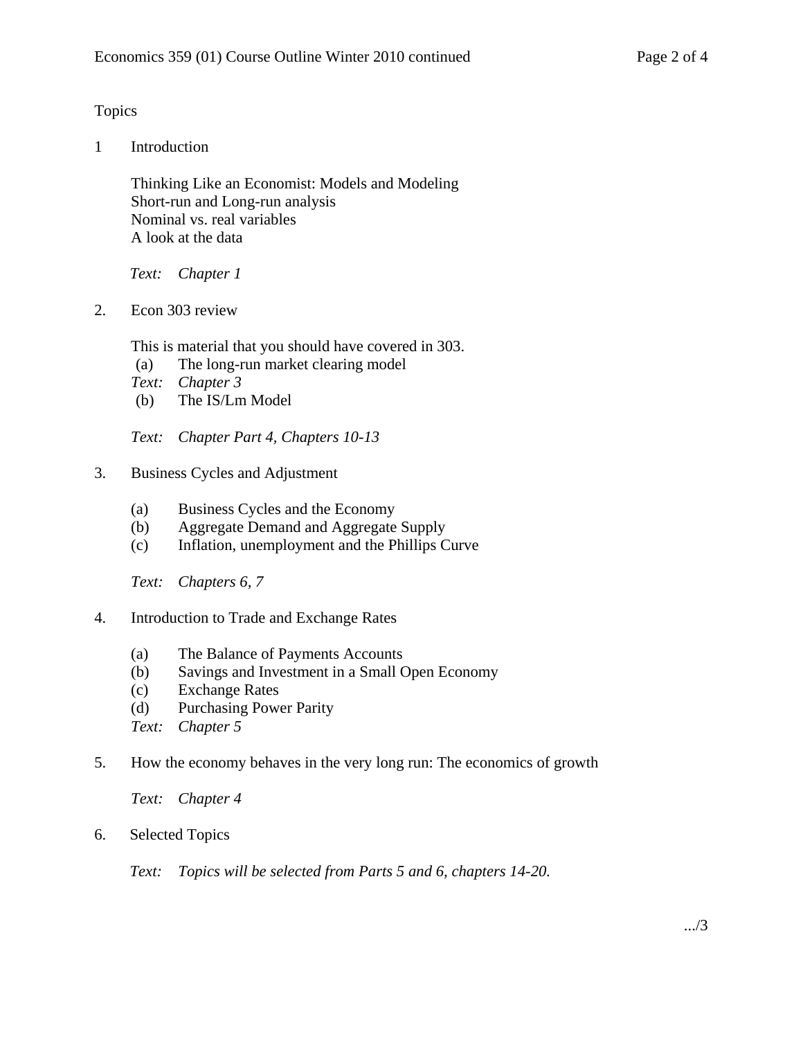## Topics

1 Introduction

Thinking Like an Economist: Models and Modeling
Short-run and Long-run analysis
Nominal vs. real variables
A look at the data

*Text: Chapter 1*

2. Econ 303 review

This is material that you should have covered in 303.

(a) The long-run market clearing model

*Text: Chapter 3*

(b) The IS/Lm Model

*Text: Chapter Part 4, Chapters 10-13*

3. Business Cycles and Adjustment

(a) Business Cycles and the Economy
(b) Aggregate Demand and Aggregate Supply
(c) Inflation, unemployment and the Phillips Curve

*Text: Chapters 6, 7*

4. Introduction to Trade and Exchange Rates

(a) The Balance of Payments Accounts
(b) Savings and Investment in a Small Open Economy
(c) Exchange Rates
(d) Purchasing Power Parity

*Text: Chapter 5*

5. How the economy behaves in the very long run: The economics of growth

*Text: Chapter 4*

6. Selected Topics

*Text: Topics will be selected from Parts 5 and 6, chapters 14-20.*

.../3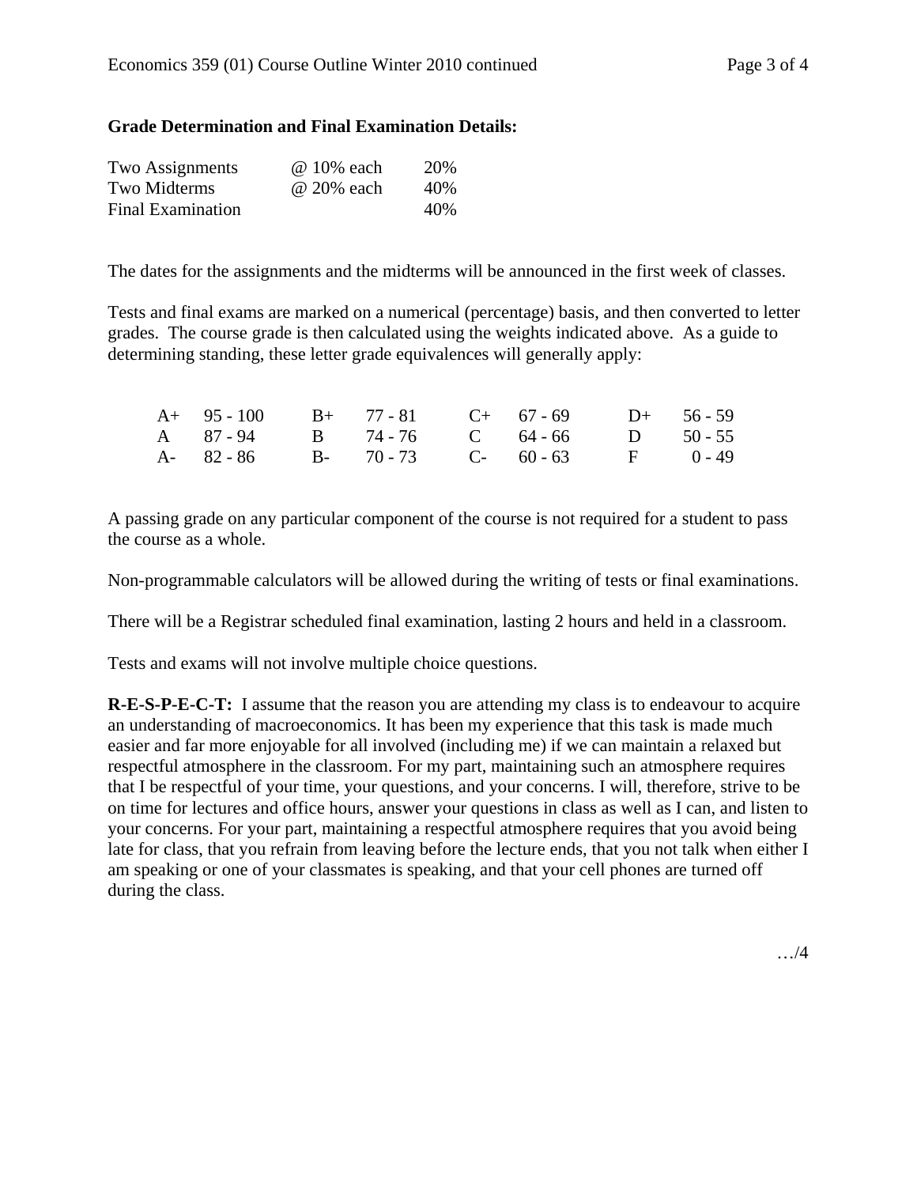**Grade Determination and Final Examination Details:**

| | | |
|---|---|---|
| Two Assignments | @ 10% each | 20% |
| Two Midterms | @ 20% each | 40% |
| Final Examination | | 40% |

The dates for the assignments and the midterms will be announced in the first week of classes.

Tests and final exams are marked on a numerical (percentage) basis, and then converted to letter grades. The course grade is then calculated using the weights indicated above. As a guide to determining standing, these letter grade equivalences will generally apply:

| | | | | | | | |
|---|---|---|---|---|---|---|---|
| A+ | 95 - 100 | B+ | 77 - 81 | C+ | 67 - 69 | D+ | 56 - 59 |
| A | 87 - 94 | B | 74 - 76 | C | 64 - 66 | D | 50 - 55 |
| A- | 82 - 86 | B- | 70 - 73 | C- | 60 - 63 | F | 0 - 49 |

A passing grade on any particular component of the course is not required for a student to pass the course as a whole.

Non-programmable calculators will be allowed during the writing of tests or final examinations.

There will be a Registrar scheduled final examination, lasting 2 hours and held in a classroom.

Tests and exams will not involve multiple choice questions.

**R-E-S-P-E-C-T:** I assume that the reason you are attending my class is to endeavour to acquire an understanding of macroeconomics. It has been my experience that this task is made much easier and far more enjoyable for all involved (including me) if we can maintain a relaxed but respectful atmosphere in the classroom. For my part, maintaining such an atmosphere requires that I be respectful of your time, your questions, and your concerns. I will, therefore, strive to be on time for lectures and office hours, answer your questions in class as well as I can, and listen to your concerns. For your part, maintaining a respectful atmosphere requires that you avoid being late for class, that you refrain from leaving before the lecture ends, that you not talk when either I am speaking or one of your classmates is speaking, and that your cell phones are turned off during the class.

…/4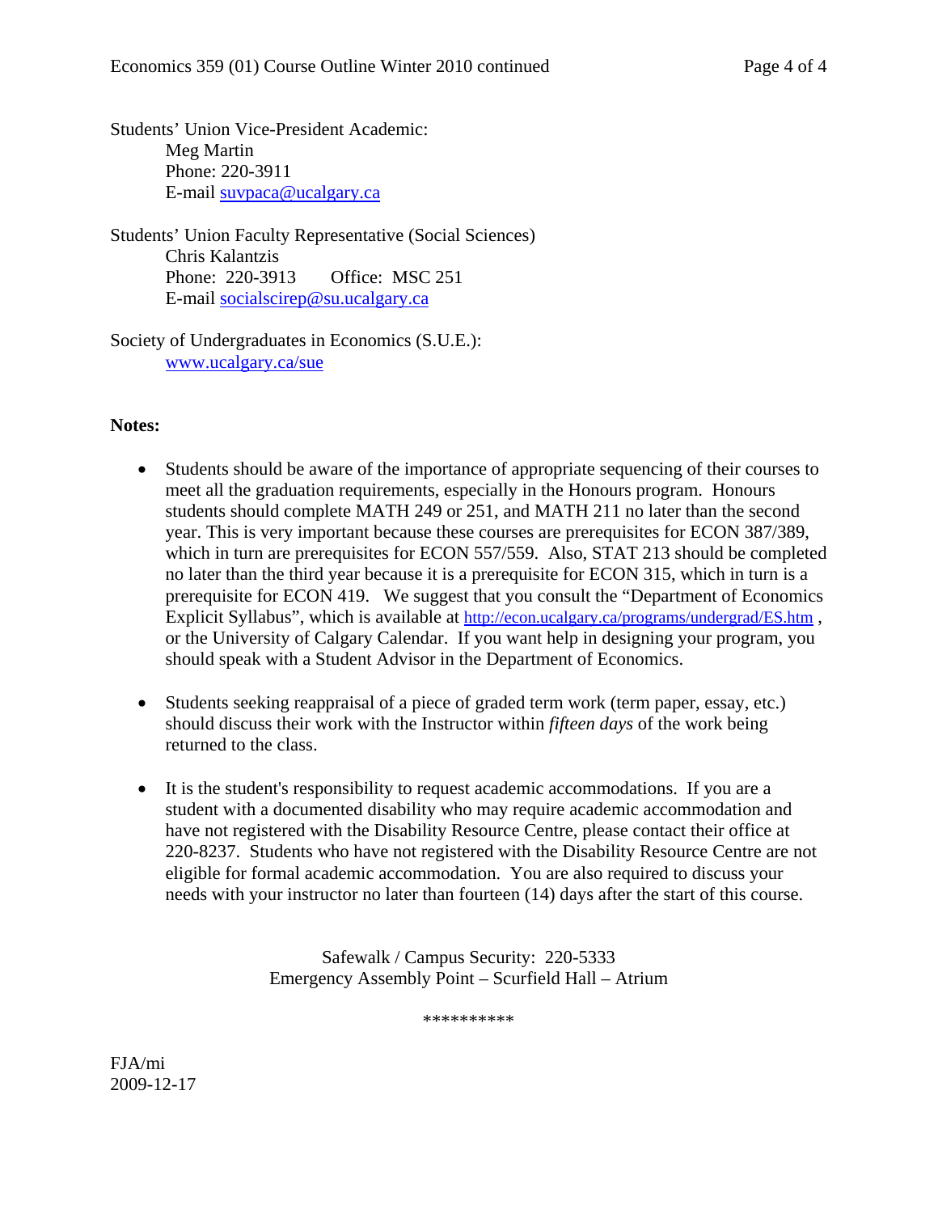Students' Union Vice-President Academic:
Meg Martin
Phone: 220-3911
E-mail suvpaca@ucalgary.ca

Students' Union Faculty Representative (Social Sciences)
Chris Kalantzis
Phone: 220-3913     Office: MSC 251
E-mail socialscirep@su.ucalgary.ca

Society of Undergraduates in Economics (S.U.E.):
www.ucalgary.ca/sue

**Notes:**

- Students should be aware of the importance of appropriate sequencing of their courses to meet all the graduation requirements, especially in the Honours program. Honours students should complete MATH 249 or 251, and MATH 211 no later than the second year. This is very important because these courses are prerequisites for ECON 387/389, which in turn are prerequisites for ECON 557/559. Also, STAT 213 should be completed no later than the third year because it is a prerequisite for ECON 315, which in turn is a prerequisite for ECON 419. We suggest that you consult the "Department of Economics Explicit Syllabus", which is available at http://econ.ucalgary.ca/programs/undergrad/ES.htm , or the University of Calgary Calendar. If you want help in designing your program, you should speak with a Student Advisor in the Department of Economics.

- Students seeking reappraisal of a piece of graded term work (term paper, essay, etc.) should discuss their work with the Instructor within *fifteen days* of the work being returned to the class.

- It is the student's responsibility to request academic accommodations. If you are a student with a documented disability who may require academic accommodation and have not registered with the Disability Resource Centre, please contact their office at 220-8237. Students who have not registered with the Disability Resource Centre are not eligible for formal academic accommodation. You are also required to discuss your needs with your instructor no later than fourteen (14) days after the start of this course.

Safewalk / Campus Security: 220-5333
Emergency Assembly Point – Scurfield Hall – Atrium

**********

FJA/mi
2009-12-17